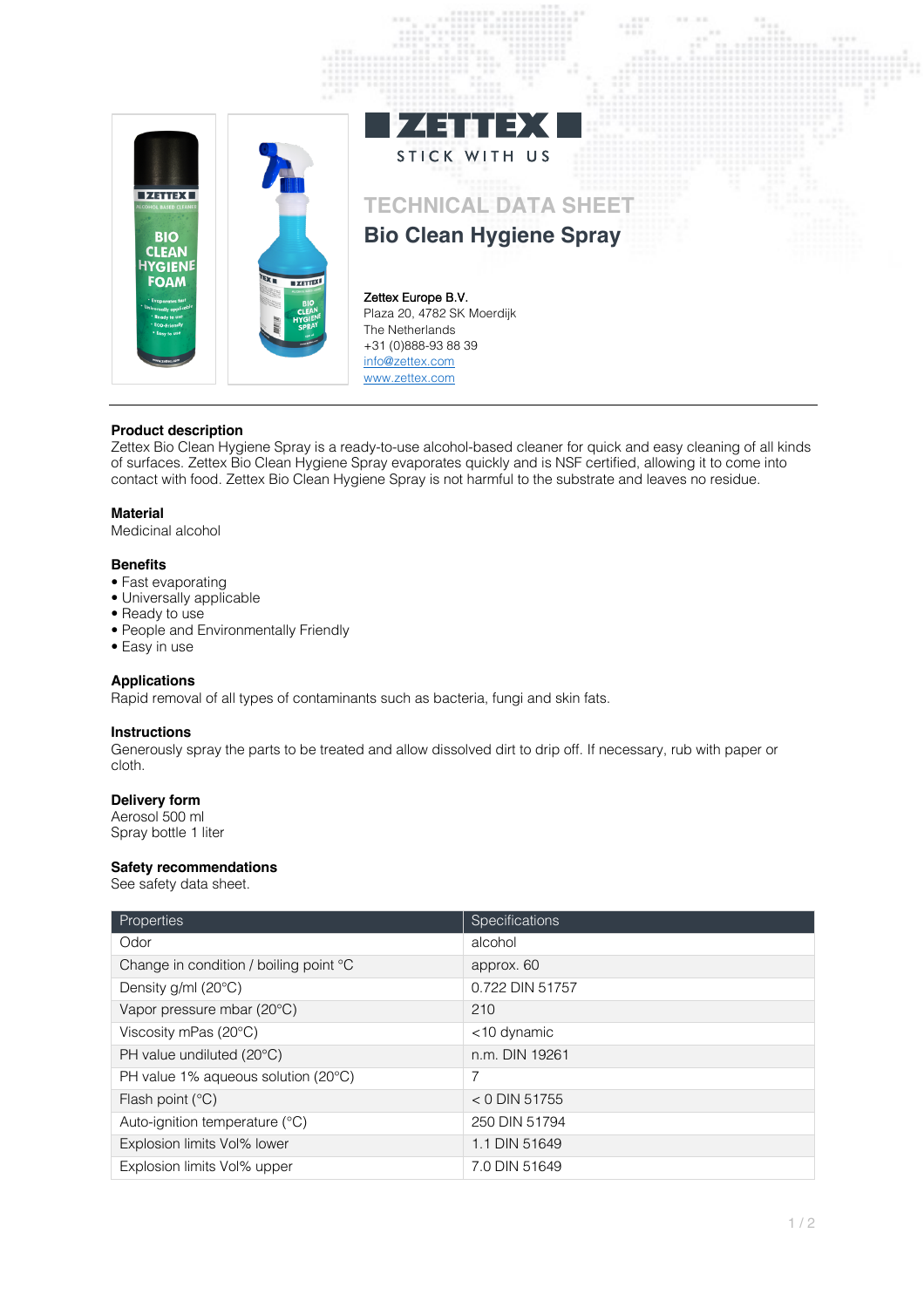# ZETTEX

STICK WITH US

## TECHNICAL DATA SHEET

## Bio Clean Hygiene Spray

**Zettex Europe B.V.**
Plaza 20, 4782 SK Moerdijk
The Netherlands
+31 (0)888-93 88 39
info@zettex.com
www.zettex.com

---

**Product description**
Zettex Bio Clean Hygiene Spray is a ready-to-use alcohol-based cleaner for quick and easy cleaning of all kinds of surfaces. Zettex Bio Clean Hygiene Spray evaporates quickly and is NSF certified, allowing it to come into contact with food. Zettex Bio Clean Hygiene Spray is not harmful to the substrate and leaves no residue.

**Material**
Medicinal alcohol

**Benefits**
- Fast evaporating
- Universally applicable
- Ready to use
- People and Environmentally Friendly
- Easy in use

**Applications**
Rapid removal of all types of contaminants such as bacteria, fungi and skin fats.

**Instructions**
Generously spray the parts to be treated and allow dissolved dirt to drip off. If necessary, rub with paper or cloth.

**Delivery form**
Aerosol 500 ml
Spray bottle 1 liter

**Safety recommendations**
See safety data sheet.

| Properties | Specifications |
|---|---|
| Odor | alcohol |
| Change in condition / boiling point °C | approx. 60 |
| Density g/ml (20°C) | 0.722 DIN 51757 |
| Vapor pressure mbar (20°C) | 210 |
| Viscosity mPas (20°C) | <10 dynamic |
| PH value undiluted (20°C) | n.m. DIN 19261 |
| PH value 1% aqueous solution (20°C) | 7 |
| Flash point (°C) | < 0 DIN 51755 |
| Auto-ignition temperature (°C) | 250 DIN 51794 |
| Explosion limits Vol% lower | 1.1 DIN 51649 |
| Explosion limits Vol% upper | 7.0 DIN 51649 |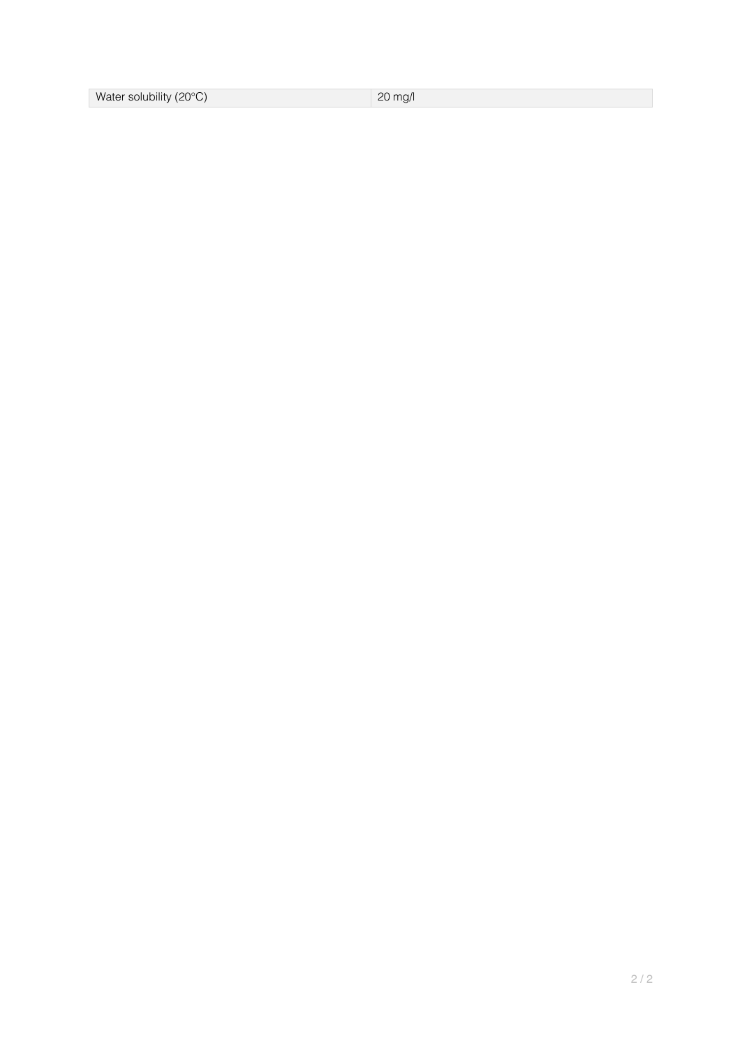| | |
|---|---|
| Water solubility (20°C) | 20 mg/l |